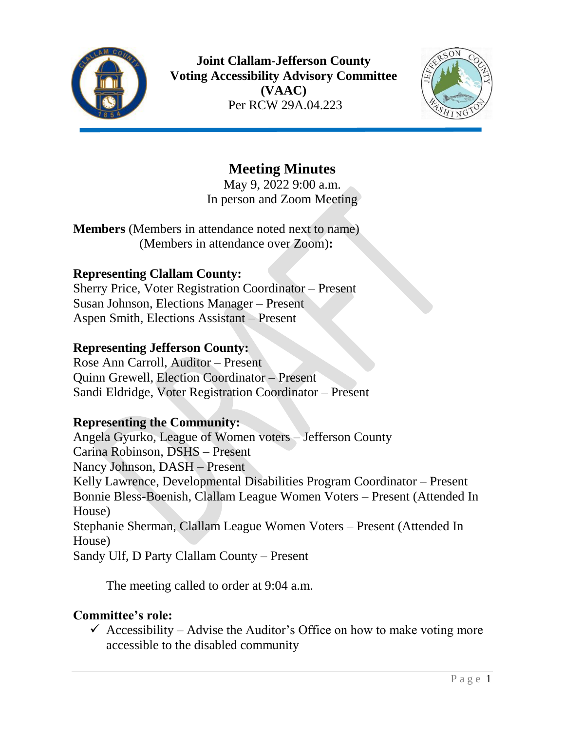**Joint Clallam-Jefferson County**
**Voting Accessibility Advisory Committee**
**(VAAC)**
Per RCW 29A.04.223

# Meeting Minutes

May 9, 2022 9:00 a.m.
In person and Zoom Meeting

**Members** (Members in attendance noted next to name)
(Members in attendance over Zoom)**:**

**Representing Clallam County:**
Sherry Price, Voter Registration Coordinator – Present
Susan Johnson, Elections Manager – Present
Aspen Smith, Elections Assistant – Present

**Representing Jefferson County:**
Rose Ann Carroll, Auditor – Present
Quinn Grewell, Election Coordinator – Present
Sandi Eldridge, Voter Registration Coordinator – Present

**Representing the Community:**
Angela Gyurko, League of Women voters – Jefferson County
Carina Robinson, DSHS – Present
Nancy Johnson, DASH – Present
Kelly Lawrence, Developmental Disabilities Program Coordinator – Present
Bonnie Bless-Boenish, Clallam League Women Voters – Present (Attended In House)
Stephanie Sherman, Clallam League Women Voters – Present (Attended In House)
Sandy Ulf, D Party Clallam County – Present

The meeting called to order at 9:04 a.m.

**Committee's role:**

- ✓ Accessibility – Advise the Auditor's Office on how to make voting more accessible to the disabled community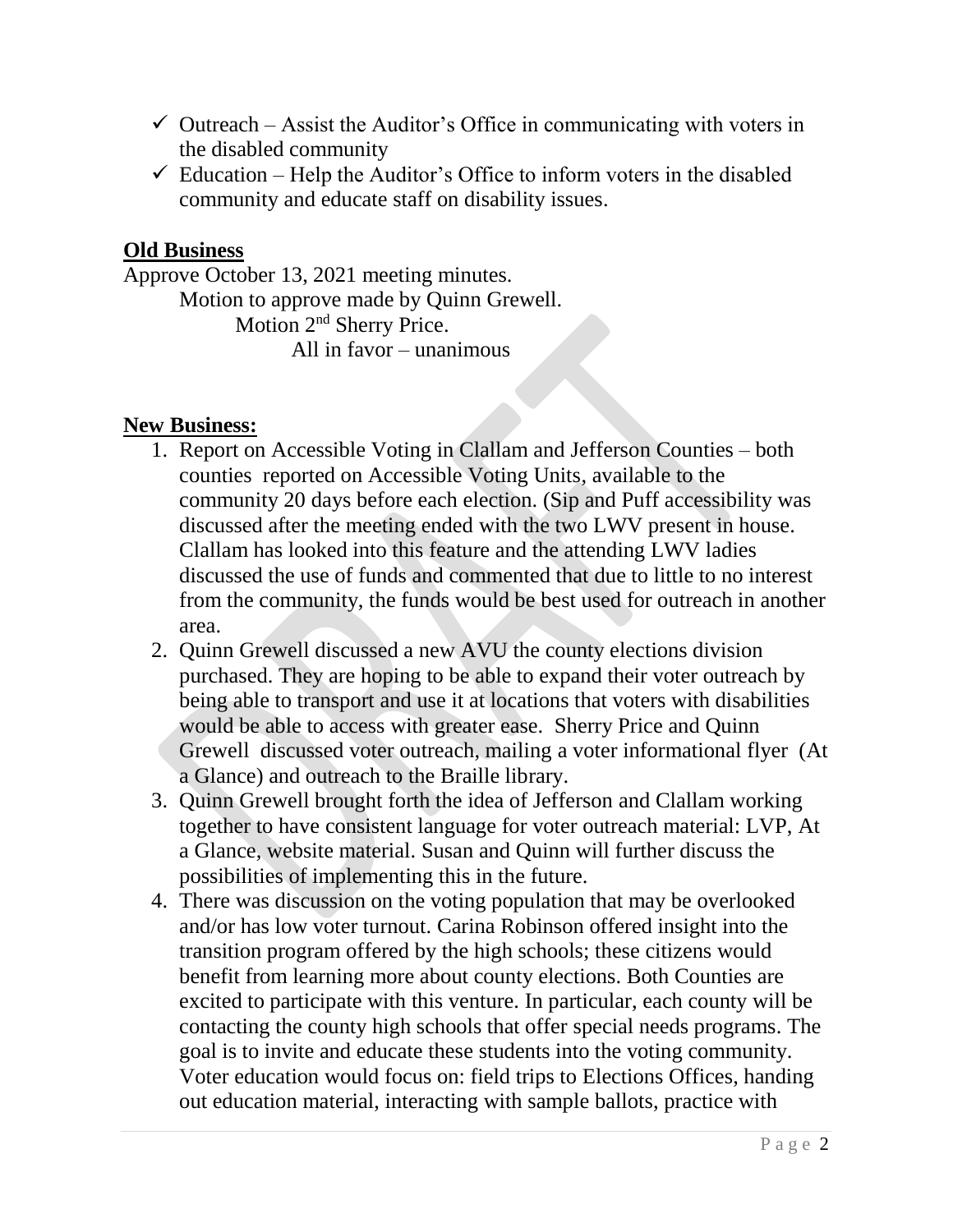- ✓ Outreach – Assist the Auditor's Office in communicating with voters in the disabled community
- ✓ Education – Help the Auditor's Office to inform voters in the disabled community and educate staff on disability issues.

## Old Business

Approve October 13, 2021 meeting minutes.

Motion to approve made by Quinn Grewell.

Motion 2nd Sherry Price.

All in favor – unanimous

## New Business:

1. Report on Accessible Voting in Clallam and Jefferson Counties – both counties reported on Accessible Voting Units, available to the community 20 days before each election. (Sip and Puff accessibility was discussed after the meeting ended with the two LWV present in house. Clallam has looked into this feature and the attending LWV ladies discussed the use of funds and commented that due to little to no interest from the community, the funds would be best used for outreach in another area.
2. Quinn Grewell discussed a new AVU the county elections division purchased. They are hoping to be able to expand their voter outreach by being able to transport and use it at locations that voters with disabilities would be able to access with greater ease. Sherry Price and Quinn Grewell discussed voter outreach, mailing a voter informational flyer (At a Glance) and outreach to the Braille library.
3. Quinn Grewell brought forth the idea of Jefferson and Clallam working together to have consistent language for voter outreach material: LVP, At a Glance, website material. Susan and Quinn will further discuss the possibilities of implementing this in the future.
4. There was discussion on the voting population that may be overlooked and/or has low voter turnout. Carina Robinson offered insight into the transition program offered by the high schools; these citizens would benefit from learning more about county elections. Both Counties are excited to participate with this venture. In particular, each county will be contacting the county high schools that offer special needs programs. The goal is to invite and educate these students into the voting community. Voter education would focus on: field trips to Elections Offices, handing out education material, interacting with sample ballots, practice with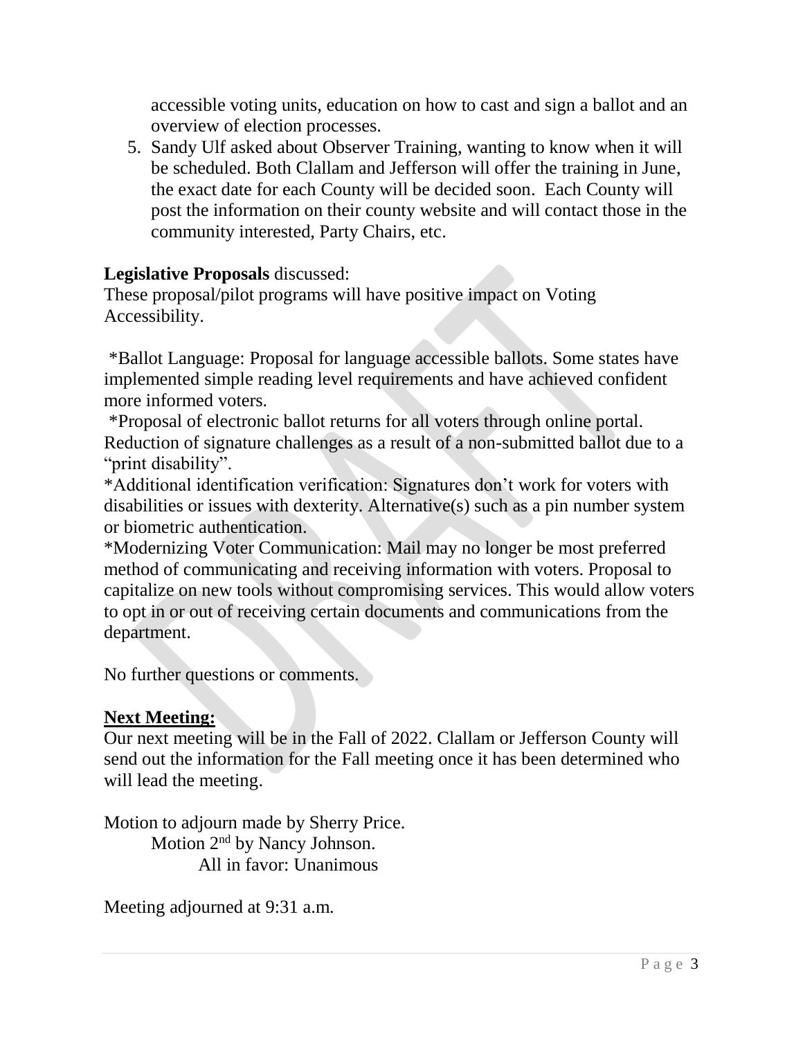accessible voting units, education on how to cast and sign a ballot and an overview of election processes.

5. Sandy Ulf asked about Observer Training, wanting to know when it will be scheduled. Both Clallam and Jefferson will offer the training in June, the exact date for each County will be decided soon. Each County will post the information on their county website and will contact those in the community interested, Party Chairs, etc.

**Legislative Proposals** discussed:
These proposal/pilot programs will have positive impact on Voting Accessibility.

*Ballot Language: Proposal for language accessible ballots. Some states have implemented simple reading level requirements and have achieved confident more informed voters.
*Proposal of electronic ballot returns for all voters through online portal. Reduction of signature challenges as a result of a non-submitted ballot due to a "print disability".
*Additional identification verification: Signatures don't work for voters with disabilities or issues with dexterity. Alternative(s) such as a pin number system or biometric authentication.
*Modernizing Voter Communication: Mail may no longer be most preferred method of communicating and receiving information with voters. Proposal to capitalize on new tools without compromising services. This would allow voters to opt in or out of receiving certain documents and communications from the department.

No further questions or comments.

**Next Meeting:**
Our next meeting will be in the Fall of 2022. Clallam or Jefferson County will send out the information for the Fall meeting once it has been determined who will lead the meeting.

Motion to adjourn made by Sherry Price.
Motion 2nd by Nancy Johnson.
All in favor: Unanimous

Meeting adjourned at 9:31 a.m.